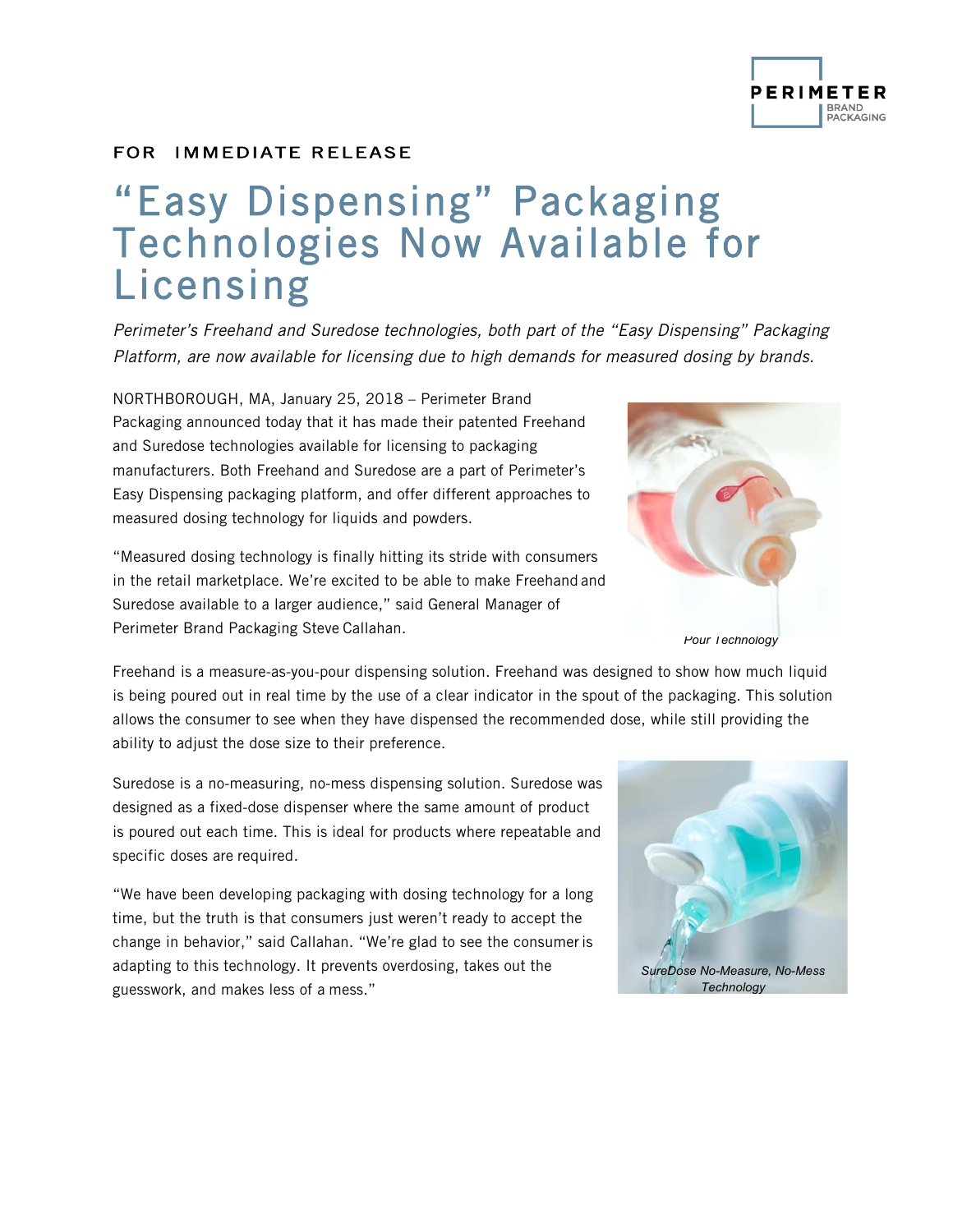FOR IMMEDIATE RELEASE

# "Easy Dispensing" Packaging Technologies Now Available for Licensing

*Perimeter's Freehand and Suredose technologies, both part of the "Easy Dispensing" Packaging Platform, are now available for licensing due to high demands for measured dosing by brands.*

NORTHBOROUGH, MA, January 25, 2018 – Perimeter Brand Packaging announced today that it has made their patented Freehand and Suredose technologies available for licensing to packaging manufacturers. Both Freehand and Suredose are a part of Perimeter's Easy Dispensing packaging platform, and offer different approaches to measured dosing technology for liquids and powders.

"Measured dosing technology is finally hitting its stride with consumers in the retail marketplace. We're excited to be able to make Freehand and Suredose available to a larger audience," said General Manager of Perimeter Brand Packaging Steve Callahan.

*Pour Technology*

Freehand is a measure-as-you-pour dispensing solution. Freehand was designed to show how much liquid is being poured out in real time by the use of a clear indicator in the spout of the packaging. This solution allows the consumer to see when they have dispensed the recommended dose, while still providing the ability to adjust the dose size to their preference.

Suredose is a no-measuring, no-mess dispensing solution. Suredose was designed as a fixed-dose dispenser where the same amount of product is poured out each time. This is ideal for products where repeatable and specific doses are required.

"We have been developing packaging with dosing technology for a long time, but the truth is that consumers just weren't ready to accept the change in behavior," said Callahan. "We're glad to see the consumer is adapting to this technology. It prevents overdosing, takes out the guesswork, and makes less of a mess."

*SureDose No-Measure, No-Mess Technology*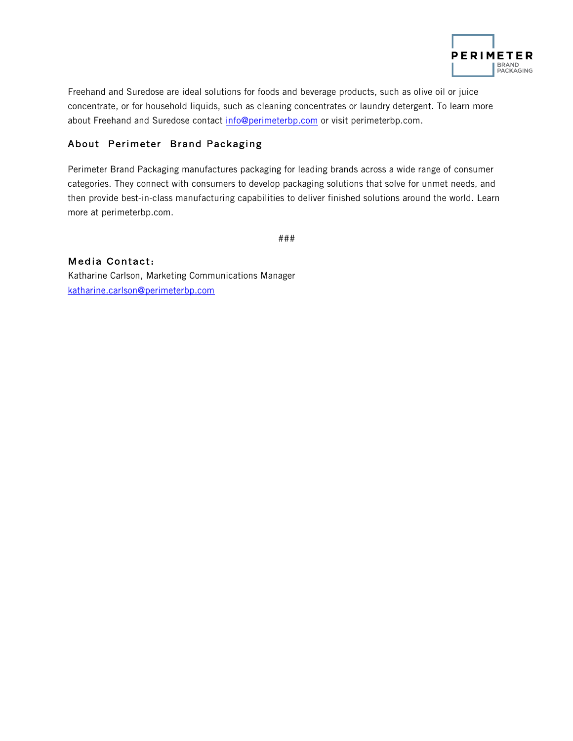Freehand and Suredose are ideal solutions for foods and beverage products, such as olive oil or juice concentrate, or for household liquids, such as cleaning concentrates or laundry detergent. To learn more about Freehand and Suredose contact info@perimeterbp.com or visit perimeterbp.com.

## About Perimeter Brand Packaging

Perimeter Brand Packaging manufactures packaging for leading brands across a wide range of consumer categories. They connect with consumers to develop packaging solutions that solve for unmet needs, and then provide best-in-class manufacturing capabilities to deliver finished solutions around the world. Learn more at perimeterbp.com.

###

**Media Contact:**
Katharine Carlson, Marketing Communications Manager
katharine.carlson@perimeterbp.com